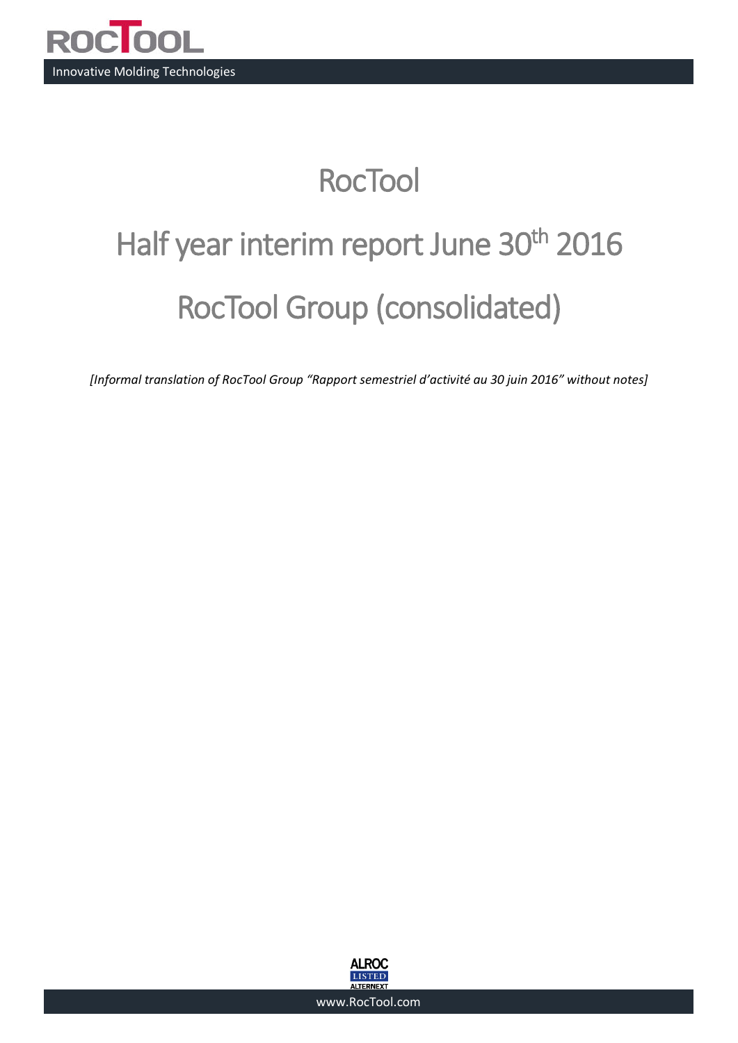# RocTool

# Half year interim report June 30th 2016

# RocTool Group (consolidated)

*[Informal translation of RocTool Group "Rapport semestriel d'activité au 30 juin 2016" without notes]*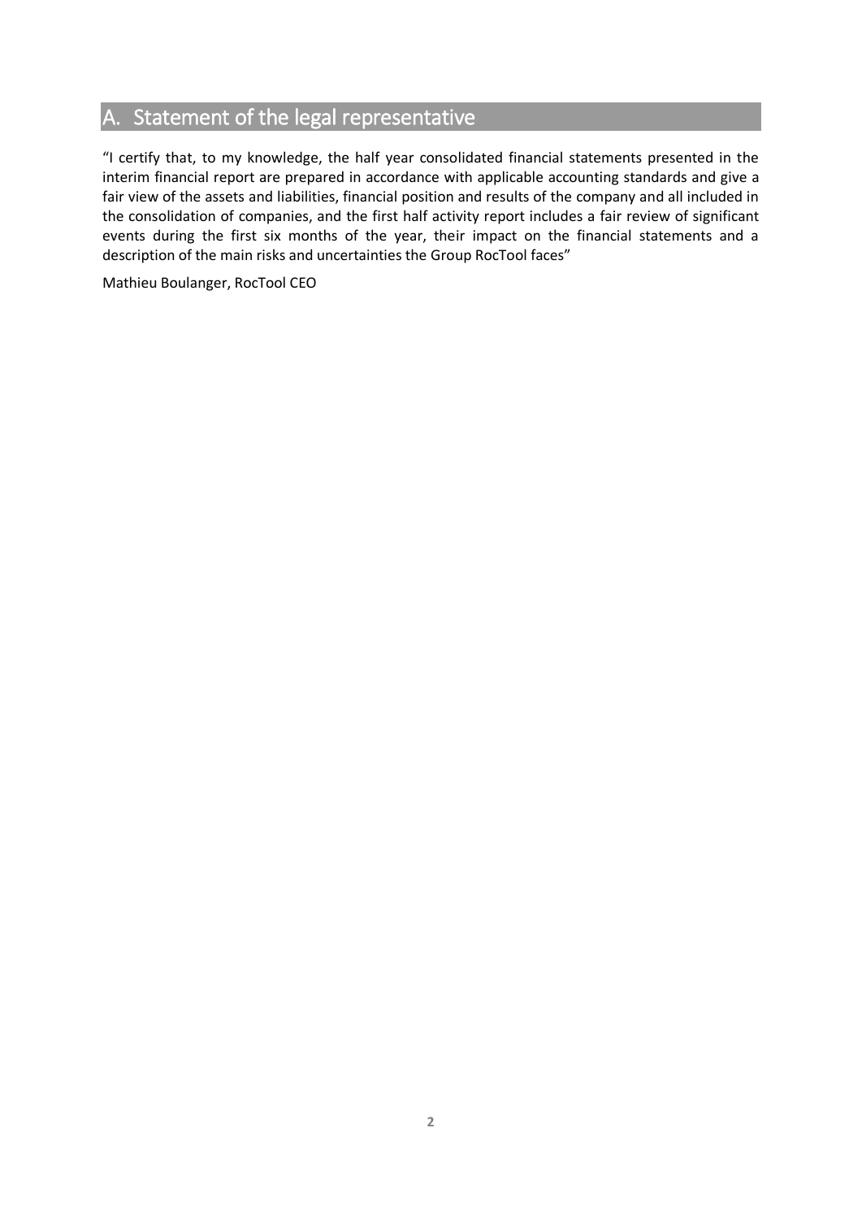## A. Statement of the legal representative

"I certify that, to my knowledge, the half year consolidated financial statements presented in the interim financial report are prepared in accordance with applicable accounting standards and give a fair view of the assets and liabilities, financial position and results of the company and all included in the consolidation of companies, and the first half activity report includes a fair review of significant events during the first six months of the year, their impact on the financial statements and a description of the main risks and uncertainties the Group RocTool faces"

Mathieu Boulanger, RocTool CEO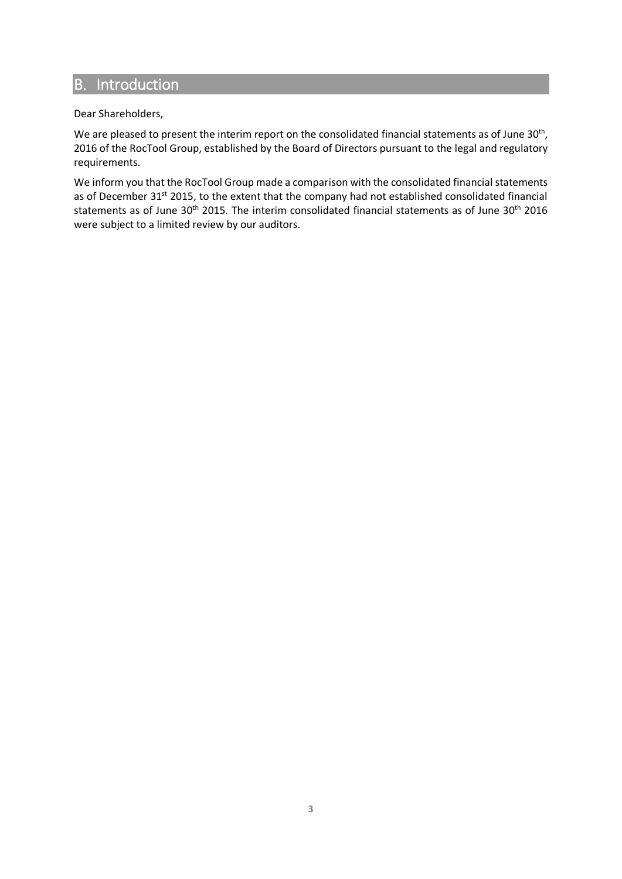## B. Introduction

Dear Shareholders,

We are pleased to present the interim report on the consolidated financial statements as of June 30th, 2016 of the RocTool Group, established by the Board of Directors pursuant to the legal and regulatory requirements.

We inform you that the RocTool Group made a comparison with the consolidated financial statements as of December 31st 2015, to the extent that the company had not established consolidated financial statements as of June 30th 2015. The interim consolidated financial statements as of June 30th 2016 were subject to a limited review by our auditors.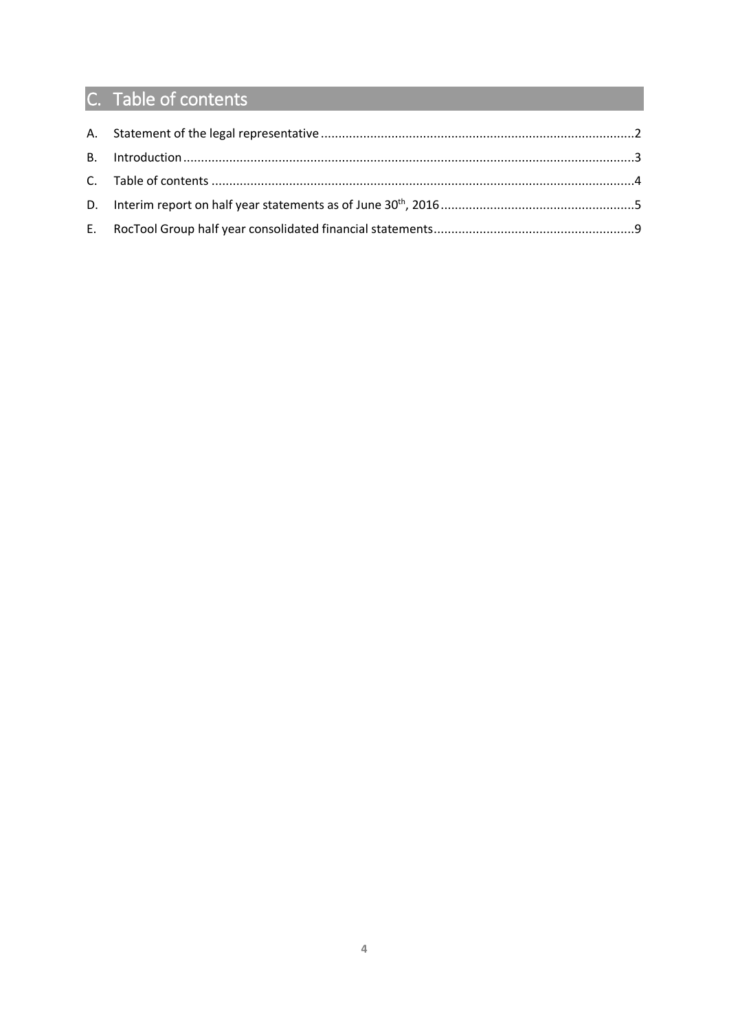# C. Table of contents

A. Statement of the legal representative ........................................................................................2

B. Introduction ...............................................................................................................................3

C. Table of contents .......................................................................................................................4

D. Interim report on half year statements as of June 30th, 2016 .......................................................5

E. RocTool Group half year consolidated financial statements .........................................................9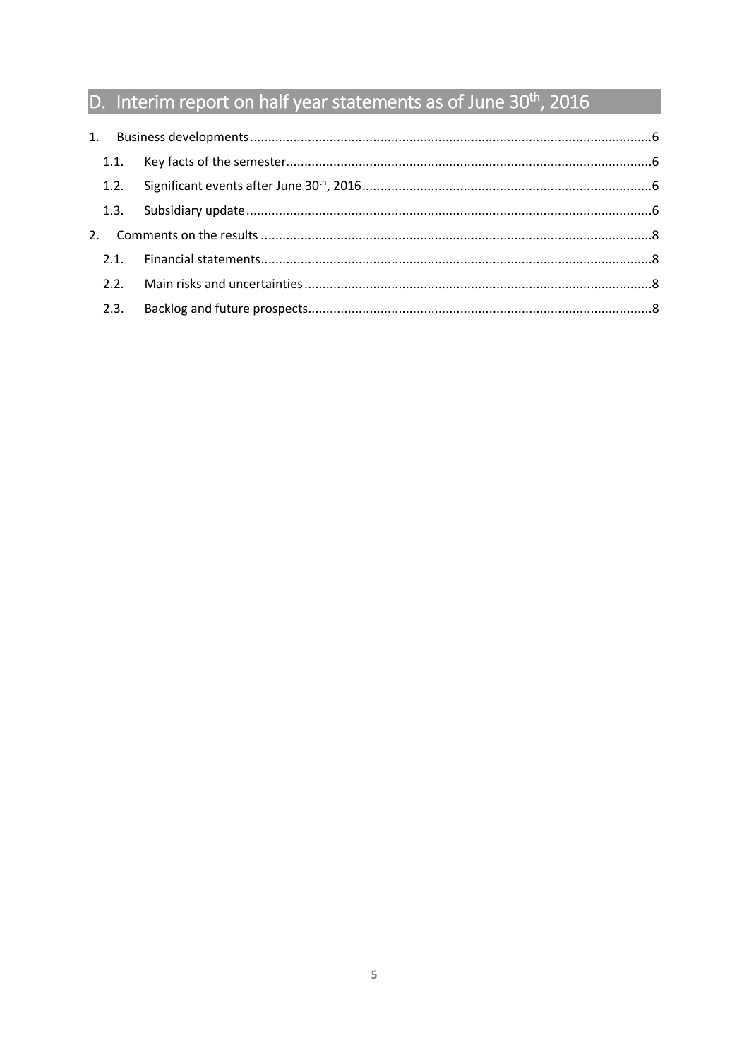# D. Interim report on half year statements as of June 30th, 2016

1. Business developments ........................................................................................................ 6
   1.1. Key facts of the semester ................................................................................................ 6
   1.2. Significant events after June 30th, 2016 ........................................................................ 6
   1.3. Subsidiary update ........................................................................................................... 6
2. Comments on the results ....................................................................................................... 8
   2.1. Financial statements ........................................................................................................ 8
   2.2. Main risks and uncertainties ........................................................................................... 8
   2.3. Backlog and future prospects .......................................................................................... 8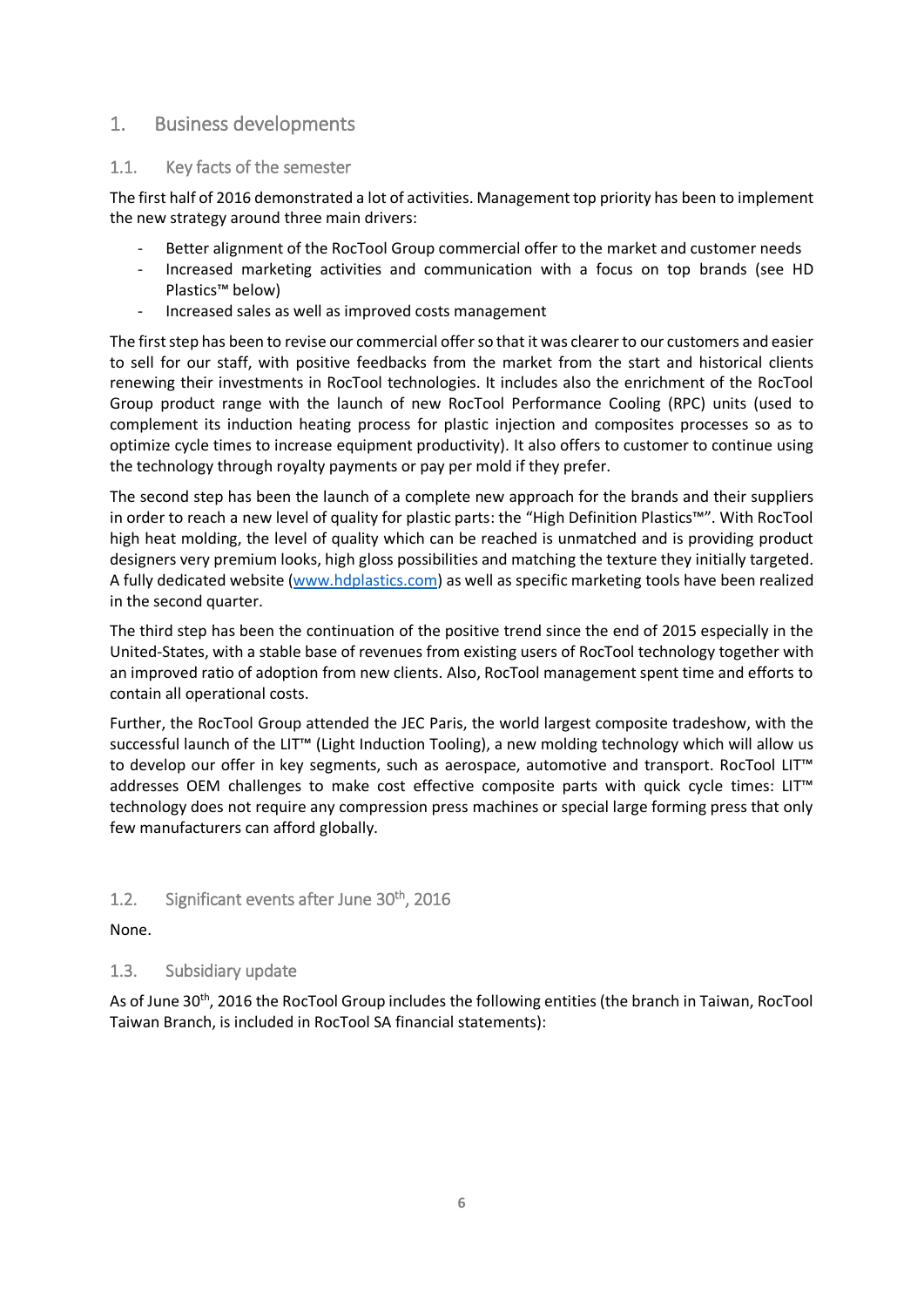# 1. Business developments

## 1.1. Key facts of the semester

The first half of 2016 demonstrated a lot of activities. Management top priority has been to implement the new strategy around three main drivers:

- Better alignment of the RocTool Group commercial offer to the market and customer needs
- Increased marketing activities and communication with a focus on top brands (see HD Plastics™ below)
- Increased sales as well as improved costs management

The first step has been to revise our commercial offer so that it was clearer to our customers and easier to sell for our staff, with positive feedbacks from the market from the start and historical clients renewing their investments in RocTool technologies. It includes also the enrichment of the RocTool Group product range with the launch of new RocTool Performance Cooling (RPC) units (used to complement its induction heating process for plastic injection and composites processes so as to optimize cycle times to increase equipment productivity). It also offers to customer to continue using the technology through royalty payments or pay per mold if they prefer.

The second step has been the launch of a complete new approach for the brands and their suppliers in order to reach a new level of quality for plastic parts: the "High Definition Plastics™". With RocTool high heat molding, the level of quality which can be reached is unmatched and is providing product designers very premium looks, high gloss possibilities and matching the texture they initially targeted. A fully dedicated website (www.hdplastics.com) as well as specific marketing tools have been realized in the second quarter.

The third step has been the continuation of the positive trend since the end of 2015 especially in the United-States, with a stable base of revenues from existing users of RocTool technology together with an improved ratio of adoption from new clients. Also, RocTool management spent time and efforts to contain all operational costs.

Further, the RocTool Group attended the JEC Paris, the world largest composite tradeshow, with the successful launch of the LIT™ (Light Induction Tooling), a new molding technology which will allow us to develop our offer in key segments, such as aerospace, automotive and transport. RocTool LIT™ addresses OEM challenges to make cost effective composite parts with quick cycle times: LIT™ technology does not require any compression press machines or special large forming press that only few manufacturers can afford globally.

## 1.2. Significant events after June 30th, 2016

None.

## 1.3. Subsidiary update

As of June 30th, 2016 the RocTool Group includes the following entities (the branch in Taiwan, RocTool Taiwan Branch, is included in RocTool SA financial statements):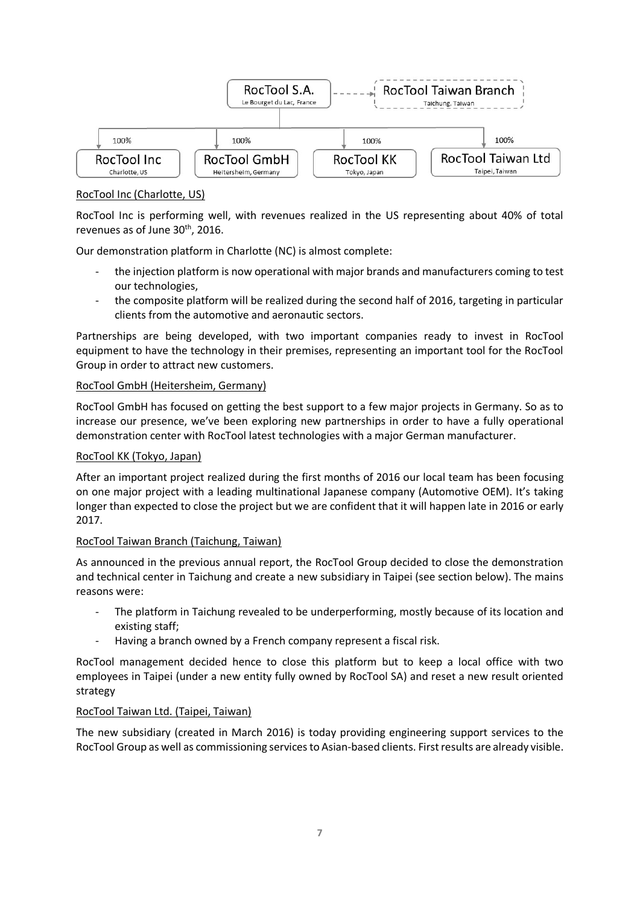RocTool S.A.
Le Bourget du Lac, France

RocTool Taiwan Branch
Taichung, Taiwan

100%
RocTool Inc
Charlotte, US

100%
RocTool GmbH
Heitersheim, Germany

100%
RocTool KK
Tokyo, Japan

100%
RocTool Taiwan Ltd
Taipei, Taiwan

<u>RocTool Inc (Charlotte, US)</u>

RocTool Inc is performing well, with revenues realized in the US representing about 40% of total revenues as of June 30th, 2016.

Our demonstration platform in Charlotte (NC) is almost complete:

- the injection platform is now operational with major brands and manufacturers coming to test our technologies,
- the composite platform will be realized during the second half of 2016, targeting in particular clients from the automotive and aeronautic sectors.

Partnerships are being developed, with two important companies ready to invest in RocTool equipment to have the technology in their premises, representing an important tool for the RocTool Group in order to attract new customers.

<u>RocTool GmbH (Heitersheim, Germany)</u>

RocTool GmbH has focused on getting the best support to a few major projects in Germany. So as to increase our presence, we've been exploring new partnerships in order to have a fully operational demonstration center with RocTool latest technologies with a major German manufacturer.

<u>RocTool KK (Tokyo, Japan)</u>

After an important project realized during the first months of 2016 our local team has been focusing on one major project with a leading multinational Japanese company (Automotive OEM). It's taking longer than expected to close the project but we are confident that it will happen late in 2016 or early 2017.

<u>RocTool Taiwan Branch (Taichung, Taiwan)</u>

As announced in the previous annual report, the RocTool Group decided to close the demonstration and technical center in Taichung and create a new subsidiary in Taipei (see section below). The mains reasons were:

- The platform in Taichung revealed to be underperforming, mostly because of its location and existing staff;
- Having a branch owned by a French company represent a fiscal risk.

RocTool management decided hence to close this platform but to keep a local office with two employees in Taipei (under a new entity fully owned by RocTool SA) and reset a new result oriented strategy

<u>RocTool Taiwan Ltd. (Taipei, Taiwan)</u>

The new subsidiary (created in March 2016) is today providing engineering support services to the RocTool Group as well as commissioning services to Asian-based clients. First results are already visible.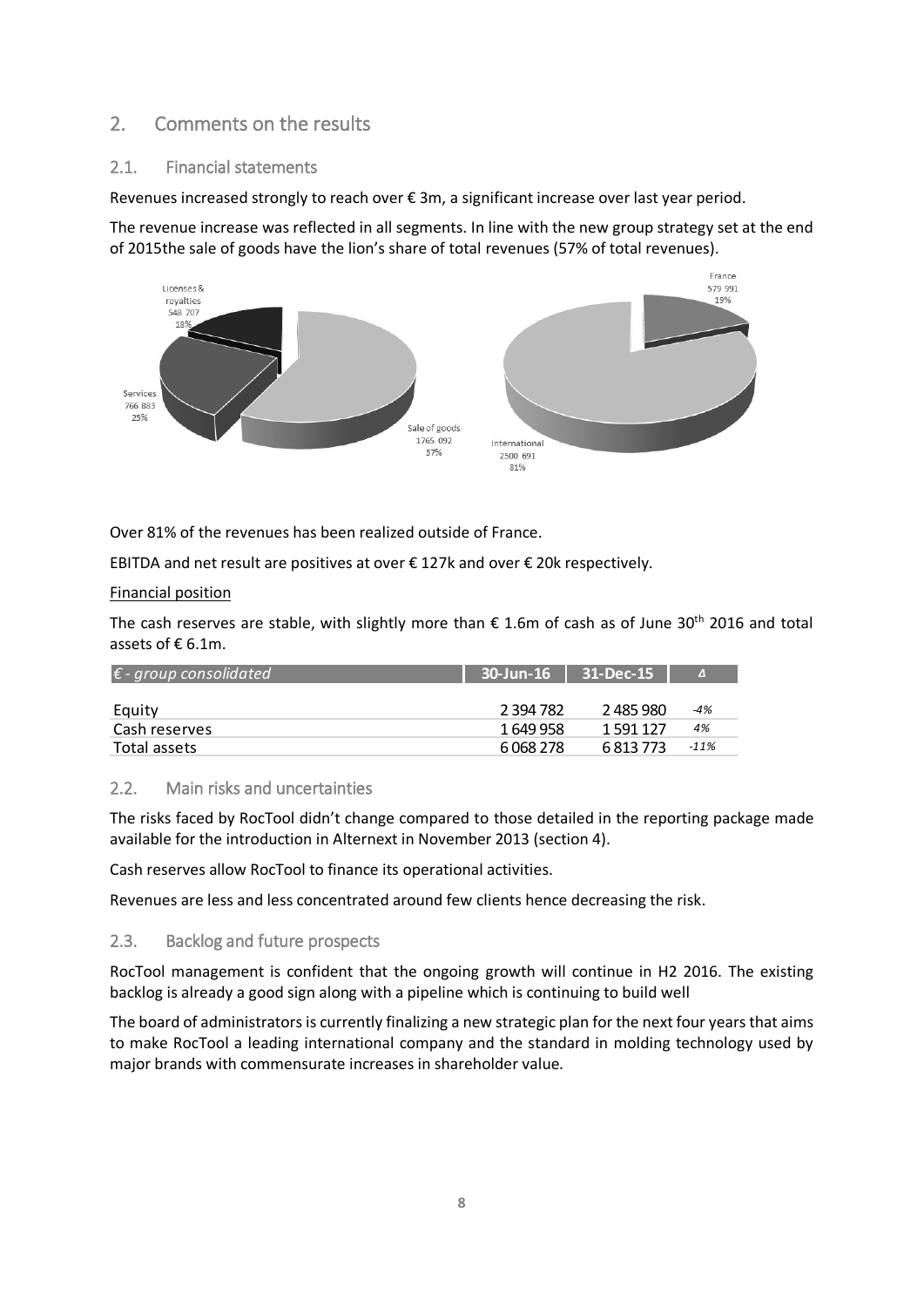## 2. Comments on the results

### 2.1. Financial statements

Revenues increased strongly to reach over € 3m, a significant increase over last year period.

The revenue increase was reflected in all segments. In line with the new group strategy set at the end of 2015the sale of goods have the lion's share of total revenues (57% of total revenues).

Licenses & royalties
548 707
18%

Services
766 883
25%

Sale of goods
1765 092
57%

France
579 991
19%

International
2500 691
81%

Over 81% of the revenues has been realized outside of France.

EBITDA and net result are positives at over € 127k and over € 20k respectively.

Financial position

The cash reserves are stable, with slightly more than € 1.6m of cash as of June 30th 2016 and total assets of € 6.1m.

| *€ - group consolidated* | 30-Jun-16 | 31-Dec-15 | Δ |
|---|---|---|---|
| Equity | 2 394 782 | 2 485 980 | -4% |
| Cash reserves | 1 649 958 | 1 591 127 | 4% |
| Total assets | 6 068 278 | 6 813 773 | -11% |

### 2.2. Main risks and uncertainties

The risks faced by RocTool didn't change compared to those detailed in the reporting package made available for the introduction in Alternext in November 2013 (section 4).

Cash reserves allow RocTool to finance its operational activities.

Revenues are less and less concentrated around few clients hence decreasing the risk.

### 2.3. Backlog and future prospects

RocTool management is confident that the ongoing growth will continue in H2 2016. The existing backlog is already a good sign along with a pipeline which is continuing to build well

The board of administrators is currently finalizing a new strategic plan for the next four years that aims to make RocTool a leading international company and the standard in molding technology used by major brands with commensurate increases in shareholder value.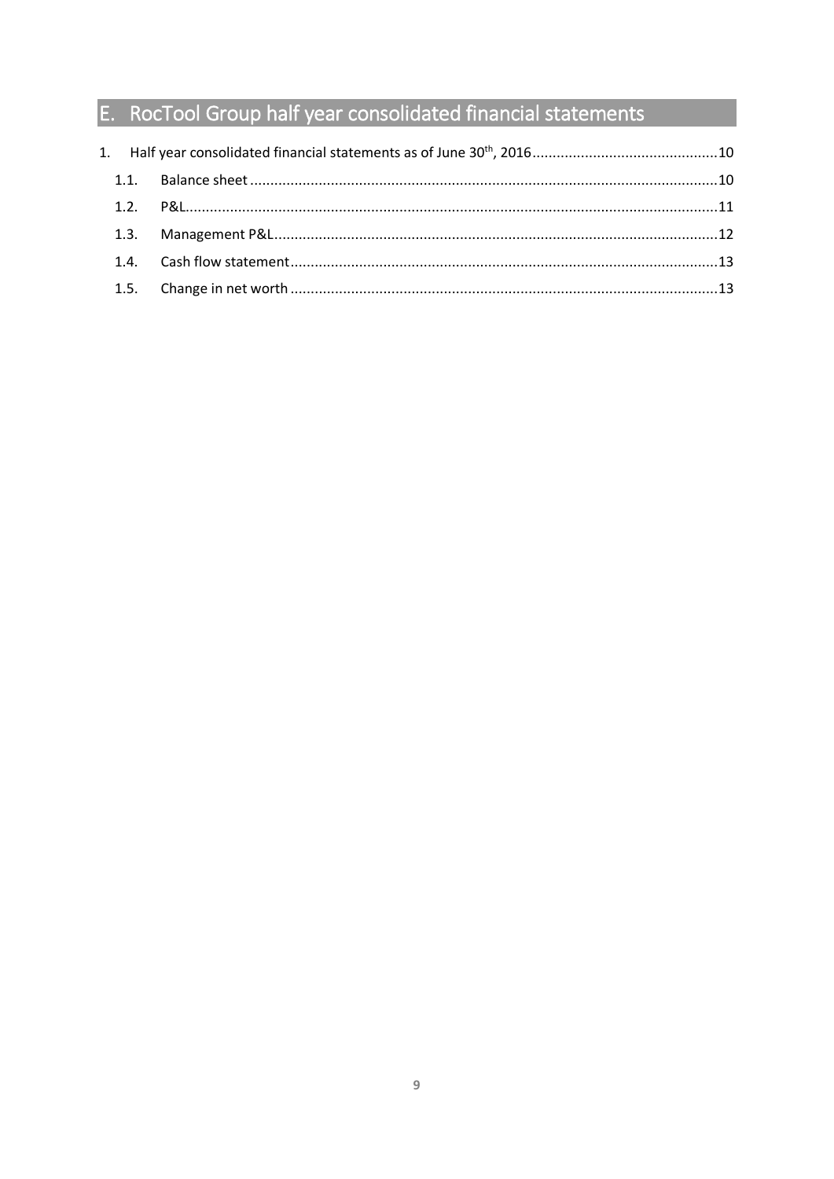# E. RocTool Group half year consolidated financial statements

1. Half year consolidated financial statements as of June 30th, 2016 .......... 10
   - 1.1. Balance sheet .......... 10
   - 1.2. P&L .......... 11
   - 1.3. Management P&L .......... 12
   - 1.4. Cash flow statement .......... 13
   - 1.5. Change in net worth .......... 13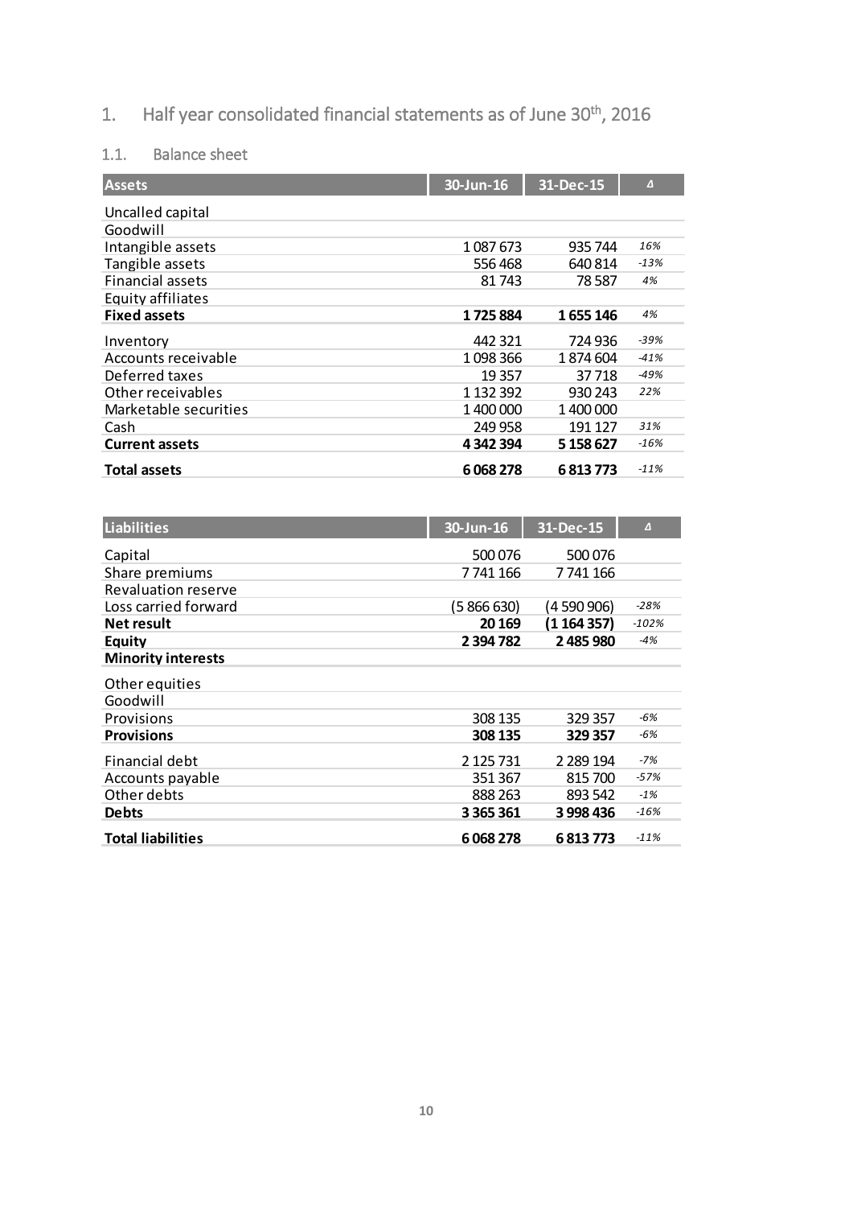# 1. Half year consolidated financial statements as of June 30th, 2016

## 1.1. Balance sheet

| Assets | 30-Jun-16 | 31-Dec-15 | Δ |
|---|---|---|---|
| Uncalled capital | | | |
| Goodwill | | | |
| Intangible assets | 1 087 673 | 935 744 | *16%* |
| Tangible assets | 556 468 | 640 814 | *-13%* |
| Financial assets | 81 743 | 78 587 | *4%* |
| Equity affiliates | | | |
| **Fixed assets** | **1 725 884** | **1 655 146** | *4%* |
| Inventory | 442 321 | 724 936 | *-39%* |
| Accounts receivable | 1 098 366 | 1 874 604 | *-41%* |
| Deferred taxes | 19 357 | 37 718 | *-49%* |
| Other receivables | 1 132 392 | 930 243 | *22%* |
| Marketable securities | 1 400 000 | 1 400 000 | |
| Cash | 249 958 | 191 127 | *31%* |
| **Current assets** | **4 342 394** | **5 158 627** | *-16%* |
| **Total assets** | **6 068 278** | **6 813 773** | *-11%* |

| Liabilities | 30-Jun-16 | 31-Dec-15 | Δ |
|---|---|---|---|
| Capital | 500 076 | 500 076 | |
| Share premiums | 7 741 166 | 7 741 166 | |
| Revaluation reserve | | | |
| Loss carried forward | (5 866 630) | (4 590 906) | *-28%* |
| **Net result** | **20 169** | **(1 164 357)** | *-102%* |
| **Equity** | **2 394 782** | **2 485 980** | *-4%* |
| **Minority interests** | | | |
| Other equities | | | |
| Goodwill | | | |
| Provisions | 308 135 | 329 357 | *-6%* |
| **Provisions** | **308 135** | **329 357** | *-6%* |
| Financial debt | 2 125 731 | 2 289 194 | *-7%* |
| Accounts payable | 351 367 | 815 700 | *-57%* |
| Other debts | 888 263 | 893 542 | *-1%* |
| **Debts** | **3 365 361** | **3 998 436** | *-16%* |
| **Total liabilities** | **6 068 278** | **6 813 773** | *-11%* |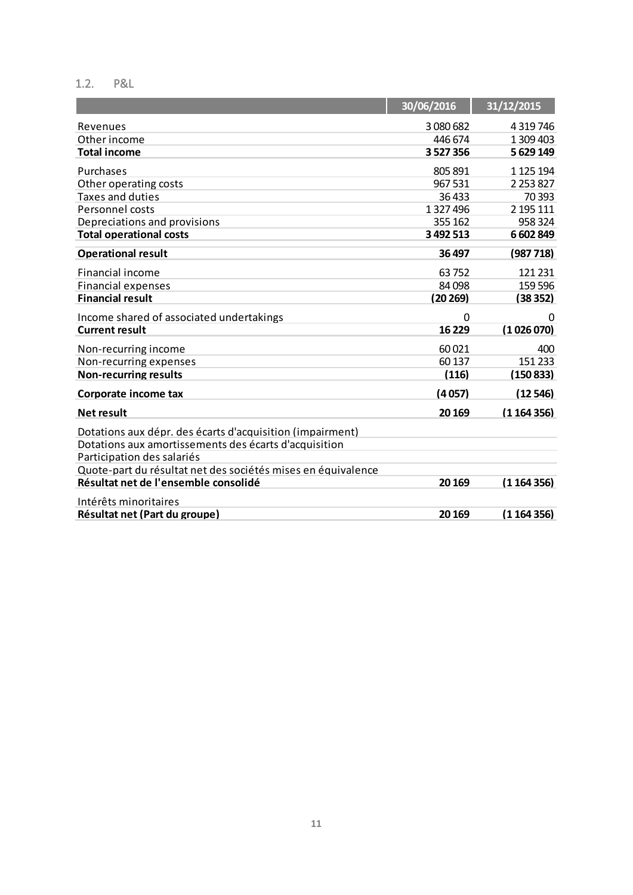## 1.2. P&L

| | 30/06/2016 | 31/12/2015 |
|---|---|---|
| Revenues | 3 080 682 | 4 319 746 |
| Other income | 446 674 | 1 309 403 |
| **Total income** | **3 527 356** | **5 629 149** |
| Purchases | 805 891 | 1 125 194 |
| Other operating costs | 967 531 | 2 253 827 |
| Taxes and duties | 36 433 | 70 393 |
| Personnel costs | 1 327 496 | 2 195 111 |
| Depreciations and provisions | 355 162 | 958 324 |
| **Total operational costs** | **3 492 513** | **6 602 849** |
| **Operational result** | **36 497** | **(987 718)** |
| Financial income | 63 752 | 121 231 |
| Financial expenses | 84 098 | 159 596 |
| **Financial result** | **(20 269)** | **(38 352)** |
| Income shared of associated undertakings | 0 | 0 |
| **Current result** | **16 229** | **(1 026 070)** |
| Non-recurring income | 60 021 | 400 |
| Non-recurring expenses | 60 137 | 151 233 |
| **Non-recurring results** | **(116)** | **(150 833)** |
| **Corporate income tax** | **(4 057)** | **(12 546)** |
| **Net result** | **20 169** | **(1 164 356)** |
| Dotations aux dépr. des écarts d'acquisition (impairment) | | |
| Dotations aux amortissements des écarts d'acquisition | | |
| Participation des salariés | | |
| Quote-part du résultat net des sociétés mises en équivalence | | |
| **Résultat net de l'ensemble consolidé** | **20 169** | **(1 164 356)** |
| Intérêts minoritaires | | |
| **Résultat net (Part du groupe)** | **20 169** | **(1 164 356)** |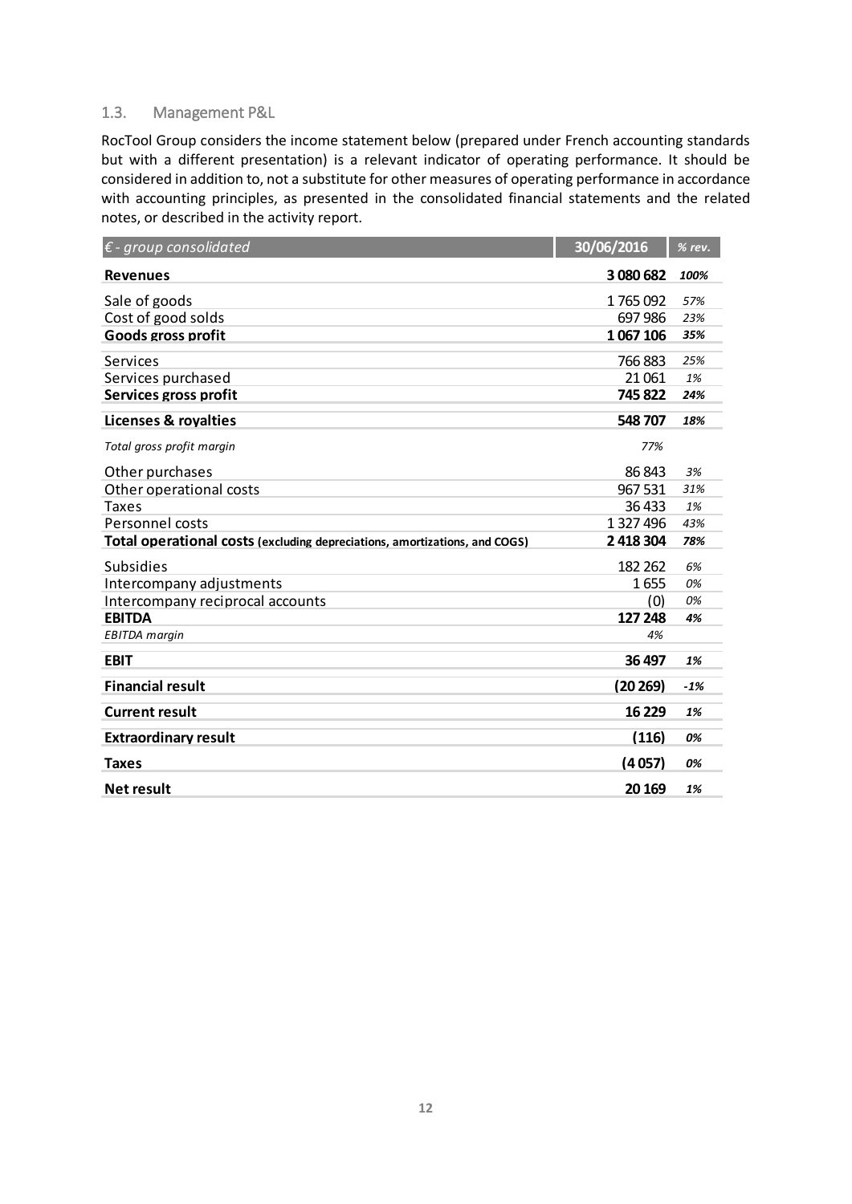## 1.3. Management P&L

RocTool Group considers the income statement below (prepared under French accounting standards but with a different presentation) is a relevant indicator of operating performance. It should be considered in addition to, not a substitute for other measures of operating performance in accordance with accounting principles, as presented in the consolidated financial statements and the related notes, or described in the activity report.

| *€ - group consolidated* | 30/06/2016 | *% rev.* |
|---|---|---|
| **Revenues** | **3 080 682** | ***100%*** |
| Sale of goods | 1 765 092 | *57%* |
| Cost of good solds | 697 986 | *23%* |
| **Goods gross profit** | **1 067 106** | ***35%*** |
| Services | 766 883 | *25%* |
| Services purchased | 21 061 | *1%* |
| **Services gross profit** | **745 822** | ***24%*** |
| **Licenses & royalties** | **548 707** | ***18%*** |
| *Total gross profit margin* | *77%* | |
| Other purchases | 86 843 | *3%* |
| Other operational costs | 967 531 | *31%* |
| Taxes | 36 433 | *1%* |
| Personnel costs | 1 327 496 | *43%* |
| **Total operational costs (excluding depreciations, amortizations, and COGS)** | **2 418 304** | ***78%*** |
| Subsidies | 182 262 | *6%* |
| Intercompany adjustments | 1 655 | *0%* |
| Intercompany reciprocal accounts | (0) | *0%* |
| **EBITDA** | **127 248** | ***4%*** |
| *EBITDA margin* | *4%* | |
| **EBIT** | **36 497** | ***1%*** |
| **Financial result** | **(20 269)** | ***-1%*** |
| **Current result** | **16 229** | ***1%*** |
| **Extraordinary result** | **(116)** | ***0%*** |
| **Taxes** | **(4 057)** | ***0%*** |
| **Net result** | **20 169** | ***1%*** |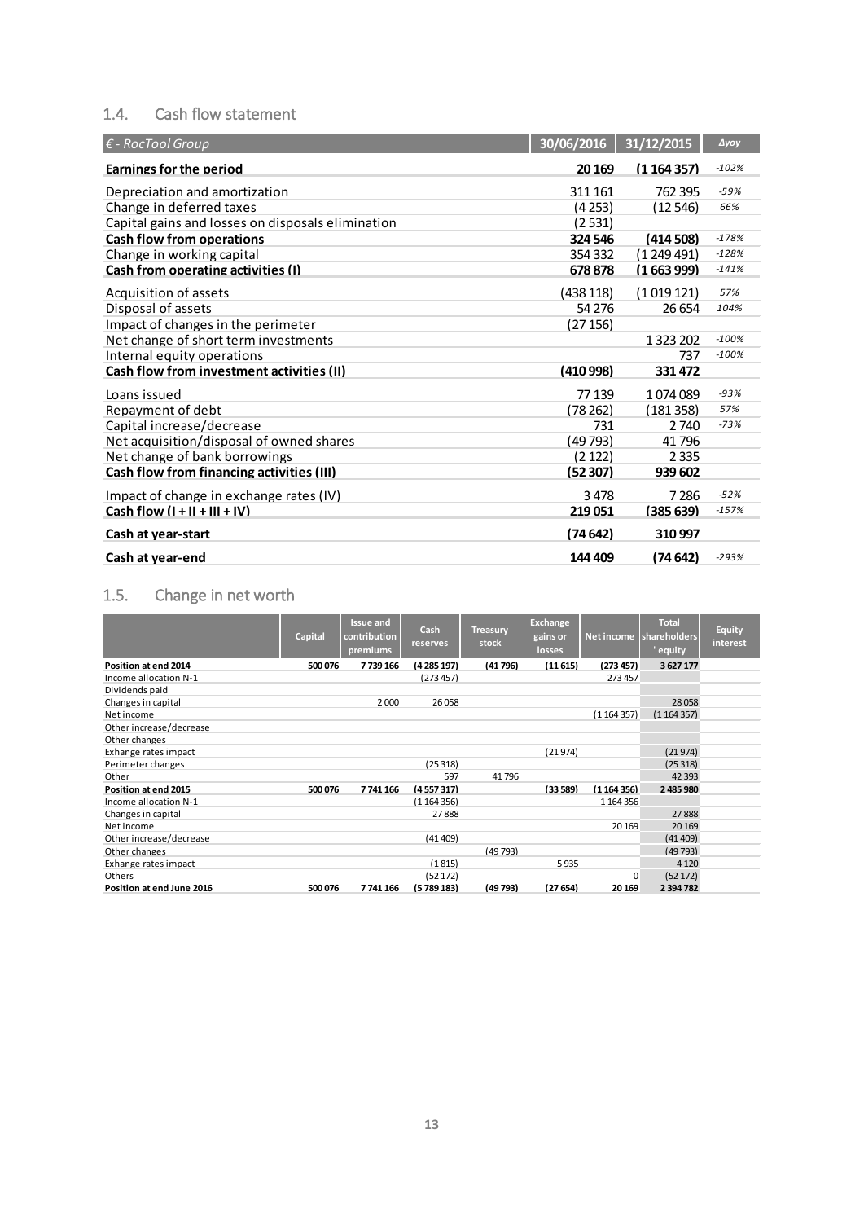## 1.4. Cash flow statement

| *€ - RocTool Group* | 30/06/2016 | 31/12/2015 | *Δyoy* |
|---|---|---|---|
| **Earnings for the period** | **20 169** | **(1 164 357)** | *-102%* |
| Depreciation and amortization | 311 161 | 762 395 | *-59%* |
| Change in deferred taxes | (4 253) | (12 546) | *66%* |
| Capital gains and losses on disposals elimination | (2 531) | | |
| **Cash flow from operations** | **324 546** | **(414 508)** | *-178%* |
| Change in working capital | 354 332 | (1 249 491) | *-128%* |
| **Cash from operating activities (I)** | **678 878** | **(1 663 999)** | *-141%* |
| Acquisition of assets | (438 118) | (1 019 121) | *57%* |
| Disposal of assets | 54 276 | 26 654 | *104%* |
| Impact of changes in the perimeter | (27 156) | | |
| Net change of short term investments | | 1 323 202 | *-100%* |
| Internal equity operations | | 737 | *-100%* |
| **Cash flow from investment activities (II)** | **(410 998)** | **331 472** | |
| Loans issued | 77 139 | 1 074 089 | *-93%* |
| Repayment of debt | (78 262) | (181 358) | *57%* |
| Capital increase/decrease | 731 | 2 740 | *-73%* |
| Net acquisition/disposal of owned shares | (49 793) | 41 796 | |
| Net change of bank borrowings | (2 122) | 2 335 | |
| **Cash flow from financing activities (III)** | **(52 307)** | **939 602** | |
| Impact of change in exchange rates (IV) | 3 478 | 7 286 | *-52%* |
| **Cash flow (I + II + III + IV)** | **219 051** | **(385 639)** | *-157%* |
| **Cash at year-start** | **(74 642)** | **310 997** | |
| **Cash at year-end** | **144 409** | **(74 642)** | *-293%* |

## 1.5. Change in net worth

| | Capital | Issue and contribution premiums | Cash reserves | Treasury stock | Exchange gains or losses | Net income | Total shareholders' equity | Equity interest |
|---|---|---|---|---|---|---|---|---|
| **Position at end 2014** | **500 076** | **7 739 166** | **(4 285 197)** | **(41 796)** | **(11 615)** | **(273 457)** | **3 627 177** | |
| Income allocation N-1 | | | (273 457) | | | 273 457 | | |
| Dividends paid | | | | | | | | |
| Changes in capital | | 2 000 | 26 058 | | | | 28 058 | |
| Net income | | | | | | (1 164 357) | (1 164 357) | |
| Other increase/decrease | | | | | | | | |
| Other changes | | | | | | | | |
| Exhange rates impact | | | | | (21 974) | | (21 974) | |
| Perimeter changes | | | (25 318) | | | | (25 318) | |
| Other | | | 597 | 41 796 | | | 42 393 | |
| **Position at end 2015** | **500 076** | **7 741 166** | **(4 557 317)** | | **(33 589)** | **(1 164 356)** | **2 485 980** | |
| Income allocation N-1 | | | (1 164 356) | | | 1 164 356 | | |
| Changes in capital | | | 27 888 | | | | 27 888 | |
| Net income | | | | | | 20 169 | 20 169 | |
| Other increase/decrease | | | (41 409) | | | | (41 409) | |
| Other changes | | | | (49 793) | | | (49 793) | |
| Exhange rates impact | | | (1 815) | | 5 935 | | 4 120 | |
| Others | | | (52 172) | | | 0 | (52 172) | |
| **Position at end June 2016** | **500 076** | **7 741 166** | **(5 789 183)** | **(49 793)** | **(27 654)** | **20 169** | **2 394 782** | |